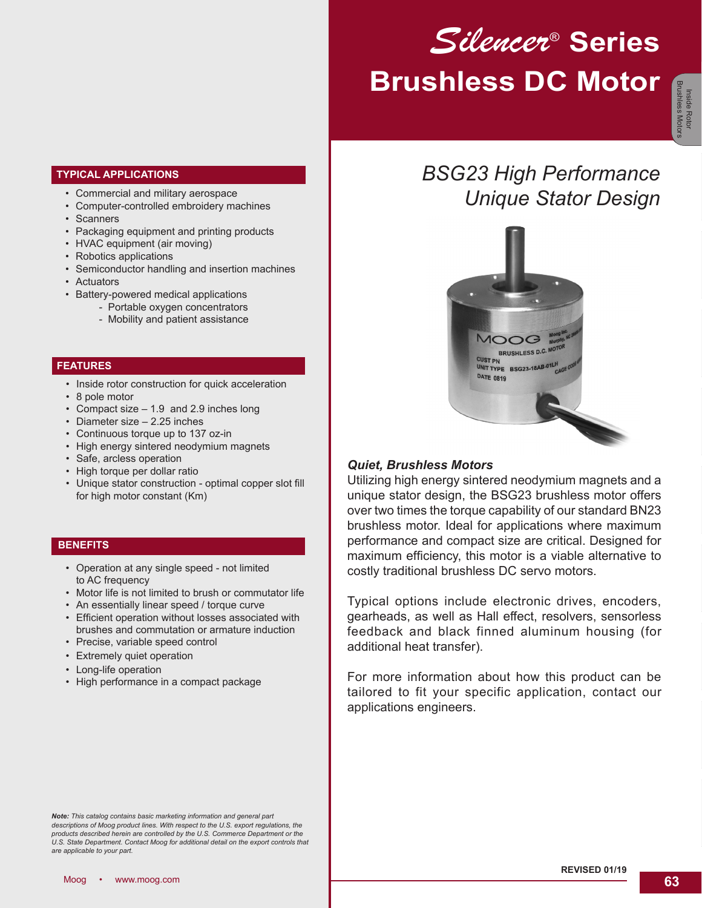# Silencer® Series Brushless DC Motor

## BSG23 High Performance Unique Stator Design

### Quiet, Brushless Motors

Utilizing high energy sintered neodymium magnets and a unique stator design, the BSG23 brushless motor offers over two times the torque capability of our standard BN23 brushless motor. Ideal for applications where maximum performance and compact size are critical. Designed for maximum efficiency, this motor is a viable alternative to costly traditional brushless DC servo motors.

Typical options include electronic drives, encoders, gearheads, as well as Hall effect, resolvers, sensorless feedback and black finned aluminum housing (for additional heat transfer).

For more information about how this product can be tailored to fit your specific application, contact our applications engineers.

## TYPICAL APPLICATIONS

- Commercial and military aerospace
- Computer-controlled embroidery machines
- Scanners
- Packaging equipment and printing products
- HVAC equipment (air moving)
- Robotics applications
- Semiconductor handling and insertion machines
- Actuators
- Battery-powered medical applications
  - Portable oxygen concentrators
  - Mobility and patient assistance

## FEATURES

- Inside rotor construction for quick acceleration
- 8 pole motor
- Compact size – 1.9 and 2.9 inches long
- Diameter size – 2.25 inches
- Continuous torque up to 137 oz-in
- High energy sintered neodymium magnets
- Safe, arcless operation
- High torque per dollar ratio
- Unique stator construction - optimal copper slot fill for high motor constant (Km)

## BENEFITS

- Operation at any single speed - not limited to AC frequency
- Motor life is not limited to brush or commutator life
- An essentially linear speed / torque curve
- Efficient operation without losses associated with brushes and commutation or armature induction
- Precise, variable speed control
- Extremely quiet operation
- Long-life operation
- High performance in a compact package

*Note: This catalog contains basic marketing information and general part descriptions of Moog product lines. With respect to the U.S. export regulations, the products described herein are controlled by the U.S. Commerce Department or the U.S. State Department. Contact Moog for additional detail on the export controls that are applicable to your part.*

REVISED 01/19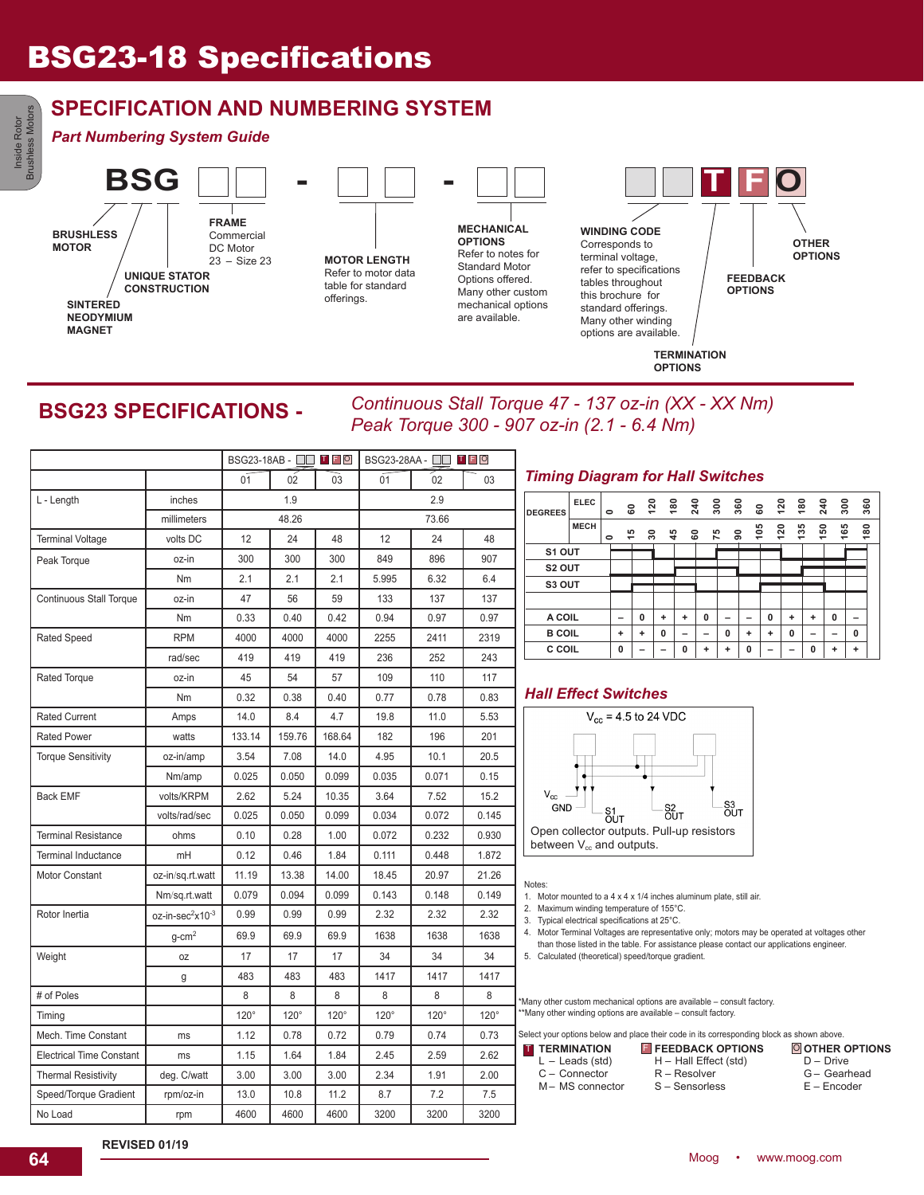# BSG23-18 Specifications

## SPECIFICATION AND NUMBERING SYSTEM

### *Part Numbering System Guide*

BSG □□ - □□ - □□ □□ T F O

- **BRUSHLESS MOTOR**
- **UNIQUE STATOR CONSTRUCTION**
- **SINTERED NEODYMIUM MAGNET**
- **FRAME** Commercial DC Motor 23 – Size 23
- **MOTOR LENGTH** Refer to motor data table for standard offerings.
- **MECHANICAL OPTIONS** Refer to notes for Standard Motor Options offered. Many other custom mechanical options are available.
- **WINDING CODE** Corresponds to terminal voltage, refer to specifications tables throughout this brochure for standard offerings. Many other winding options are available.
- **TERMINATION OPTIONS**
- **FEEDBACK OPTIONS**
- **OTHER OPTIONS**

## BSG23 SPECIFICATIONS - *Continuous Stall Torque 47 - 137 oz-in (XX - XX Nm) Peak Torque 300 - 907 oz-in (2.1 - 6.4 Nm)*

| | | BSG23-18AB - □□ T F O | | | BSG23-28AA - □□ T F O | | |
|---|---|---|---|---|---|---|---|
| | | 01 | 02 | 03 | 01 | 02 | 03 |
| L - Length | inches | 1.9 | | | 2.9 | | |
| | millimeters | 48.26 | | | 73.66 | | |
| Terminal Voltage | volts DC | 12 | 24 | 48 | 12 | 24 | 48 |
| Peak Torque | oz-in | 300 | 300 | 300 | 849 | 896 | 907 |
| | Nm | 2.1 | 2.1 | 2.1 | 5.995 | 6.32 | 6.4 |
| Continuous Stall Torque | oz-in | 47 | 56 | 59 | 133 | 137 | 137 |
| | Nm | 0.33 | 0.40 | 0.42 | 0.94 | 0.97 | 0.97 |
| Rated Speed | RPM | 4000 | 4000 | 4000 | 2255 | 2411 | 2319 |
| | rad/sec | 419 | 419 | 419 | 236 | 252 | 243 |
| Rated Torque | oz-in | 45 | 54 | 57 | 109 | 110 | 117 |
| | Nm | 0.32 | 0.38 | 0.40 | 0.77 | 0.78 | 0.83 |
| Rated Current | Amps | 14.0 | 8.4 | 4.7 | 19.8 | 11.0 | 5.53 |
| Rated Power | watts | 133.14 | 159.76 | 168.64 | 182 | 196 | 201 |
| Torque Sensitivity | oz-in/amp | 3.54 | 7.08 | 14.0 | 4.95 | 10.1 | 20.5 |
| | Nm/amp | 0.025 | 0.050 | 0.099 | 0.035 | 0.071 | 0.15 |
| Back EMF | volts/KRPM | 2.62 | 5.24 | 10.35 | 3.64 | 7.52 | 15.2 |
| | volts/rad/sec | 0.025 | 0.050 | 0.099 | 0.034 | 0.072 | 0.145 |
| Terminal Resistance | ohms | 0.10 | 0.28 | 1.00 | 0.072 | 0.232 | 0.930 |
| Terminal Inductance | mH | 0.12 | 0.46 | 1.84 | 0.111 | 0.448 | 1.872 |
| Motor Constant | oz-in/sq.rt.watt | 11.19 | 13.38 | 14.00 | 18.45 | 20.97 | 21.26 |
| | Nm/sq.rt.watt | 0.079 | 0.094 | 0.099 | 0.143 | 0.148 | 0.149 |
| Rotor Inertia | oz-in-sec$^2$x10$^{-3}$ | 0.99 | 0.99 | 0.99 | 2.32 | 2.32 | 2.32 |
| | g-cm$^2$ | 69.9 | 69.9 | 69.9 | 1638 | 1638 | 1638 |
| Weight | oz | 17 | 17 | 17 | 34 | 34 | 34 |
| | g | 483 | 483 | 483 | 1417 | 1417 | 1417 |
| # of Poles | | 8 | 8 | 8 | 8 | 8 | 8 |
| Timing | | 120° | 120° | 120° | 120° | 120° | 120° |
| Mech. Time Constant | ms | 1.12 | 0.78 | 0.72 | 0.79 | 0.74 | 0.73 |
| Electrical Time Constant | ms | 1.15 | 1.64 | 1.84 | 2.45 | 2.59 | 2.62 |
| Thermal Resistivity | deg. C/watt | 3.00 | 3.00 | 3.00 | 2.34 | 1.91 | 2.00 |
| Speed/Torque Gradient | rpm/oz-in | 13.0 | 10.8 | 11.2 | 8.7 | 7.2 | 7.5 |
| No Load | rpm | 4600 | 4600 | 4600 | 3200 | 3200 | 3200 |

### *Timing Diagram for Hall Switches*

| DEGREES ELEC | 0 | 60 | 120 | 180 | 240 | 300 | 360 | 60 | 120 | 180 | 240 | 300 | 360 |
|---|---|---|---|---|---|---|---|---|---|---|---|---|---|
| DEGREES MECH | 0 | 15 | 30 | 45 | 60 | 75 | 90 | 105 | 120 | 135 | 150 | 165 | 180 |
| A COIL | – | 0 | + | + | 0 | – | – | 0 | + | + | 0 | – | |
| B COIL | + | + | 0 | – | – | 0 | + | + | 0 | – | – | 0 | |
| C COIL | 0 | – | – | 0 | + | + | 0 | – | – | 0 | + | + | |

S1 OUT, S2 OUT, S3 OUT (waveforms)

### *Hall Effect Switches*

$V_{cc}$ = 4.5 to 24 VDC

$V_{cc}$, GND, S1 OUT, S2 OUT, S3 OUT

Open collector outputs. Pull-up resistors between $V_{cc}$ and outputs.

Notes:
1. Motor mounted to a 4 x 4 x 1/4 inches aluminum plate, still air.
2. Maximum winding temperature of 155°C.
3. Typical electrical specifications at 25°C.
4. Motor Terminal Voltages are representative only; motors may be operated at voltages other than those listed in the table. For assistance please contact our applications engineer.
5. Calculated (theoretical) speed/torque gradient.

*Many other custom mechanical options are available – consult factory.
**Many other winding options are available – consult factory.

Select your options below and place their code in its corresponding block as shown above.

| T TERMINATION | F FEEDBACK OPTIONS | O OTHER OPTIONS |
|---|---|---|
| L – Leads (std) | H – Hall Effect (std) | D – Drive |
| C – Connector | R – Resolver | G – Gearhead |
| M – MS connector | S – Sensorless | E – Encoder |

REVISED 01/19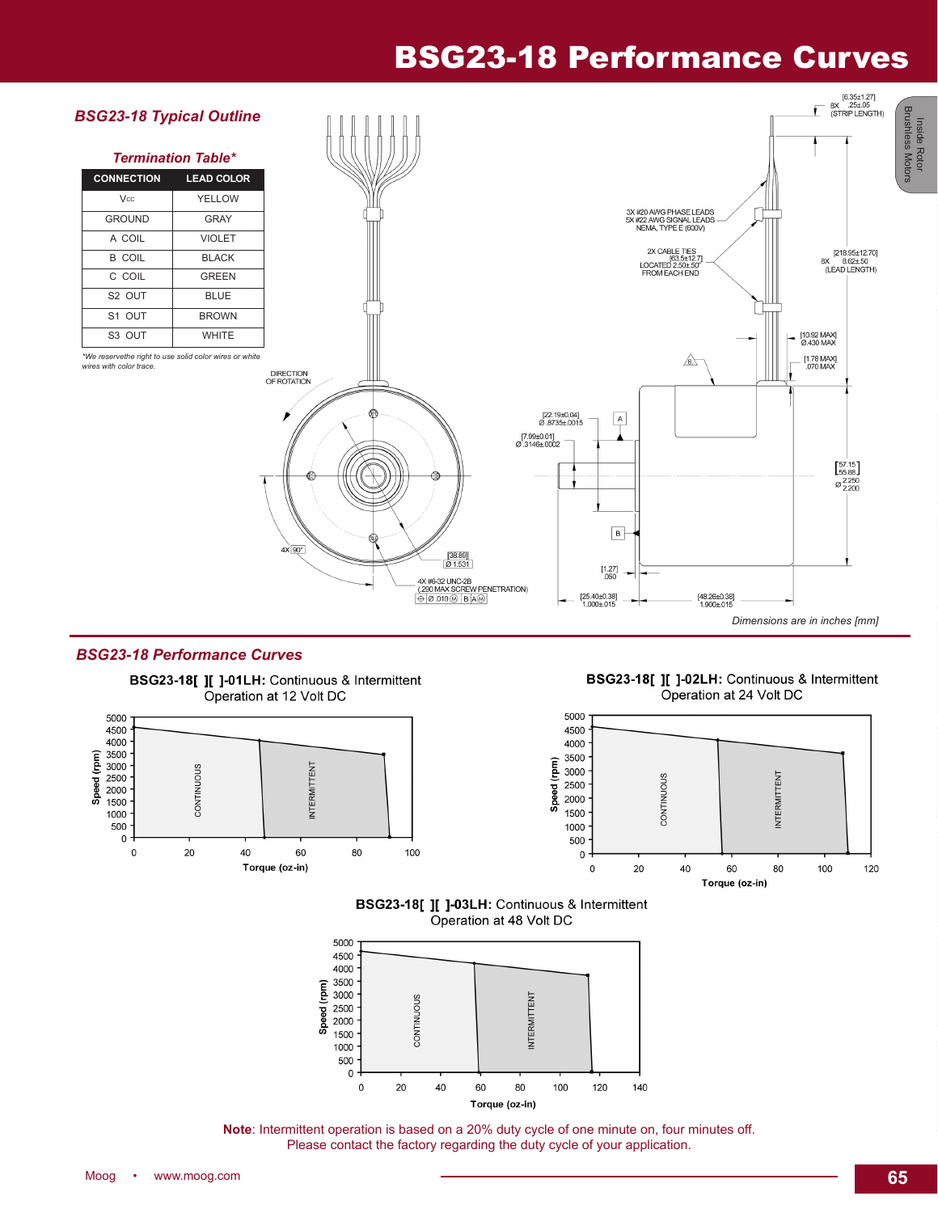# BSG23-18 Performance Curves

## BSG23-18 Typical Outline

### Termination Table*

| CONNECTION | LEAD COLOR |
|---|---|
| $V_{CC}$ | YELLOW |
| GROUND | GRAY |
| A COIL | VIOLET |
| B COIL | BLACK |
| C COIL | GREEN |
| S2 OUT | BLUE |
| S1 OUT | BROWN |
| S3 OUT | WHITE |

*We reservethe right to use solid color wires or white wires with color trace.

DIRECTION OF ROTATION

8X [6.35±1.27] .25±.05 (STRIP LENGTH)

3X #20 AWG PHASE LEADS
5X #22 AWG SIGNAL LEADS
NEMA, TYPE E (600V)

2X CABLE TIES [63.5±12.7] LOCATED 2.50±.50" FROM EACH END

8X [218.95±12.70] 8.62±.50 (LEAD LENGTH)

[10.92 MAX] Ø.430 MAX

[1.78 MAX] .070 MAX

[22.19±0.04] Ø .8735±.0015

[7.99±0.01] Ø .3146±.0002

[57.15 / 55.88] Ø 2.250 / 2.200

4X 90°

[38.89] Ø 1.531

4X #6-32 UNC-2B (.290 MAX SCREW PENETRATION) Ø .010 Ⓜ B A Ⓜ

[1.27] .050

[25.40±0.38] 1.000±.015

[48.26±0.38] 1.900±.015

*Dimensions are in inches [mm]*

## BSG23-18 Performance Curves

**BSG23-18[ ][ ]-01LH:** Continuous & Intermittent Operation at 12 Volt DC

(Speed (rpm) vs. Torque (oz-in); CONTINUOUS and INTERMITTENT regions)

**BSG23-18[ ][ ]-02LH:** Continuous & Intermittent Operation at 24 Volt DC

(Speed (rpm) vs. Torque (oz-in); CONTINUOUS and INTERMITTENT regions)

**BSG23-18[ ][ ]-03LH:** Continuous & Intermittent Operation at 48 Volt DC

(Speed (rpm) vs. Torque (oz-in); CONTINUOUS and INTERMITTENT regions)

**Note**: Intermittent operation is based on a 20% duty cycle of one minute on, four minutes off. Please contact the factory regarding the duty cycle of your application.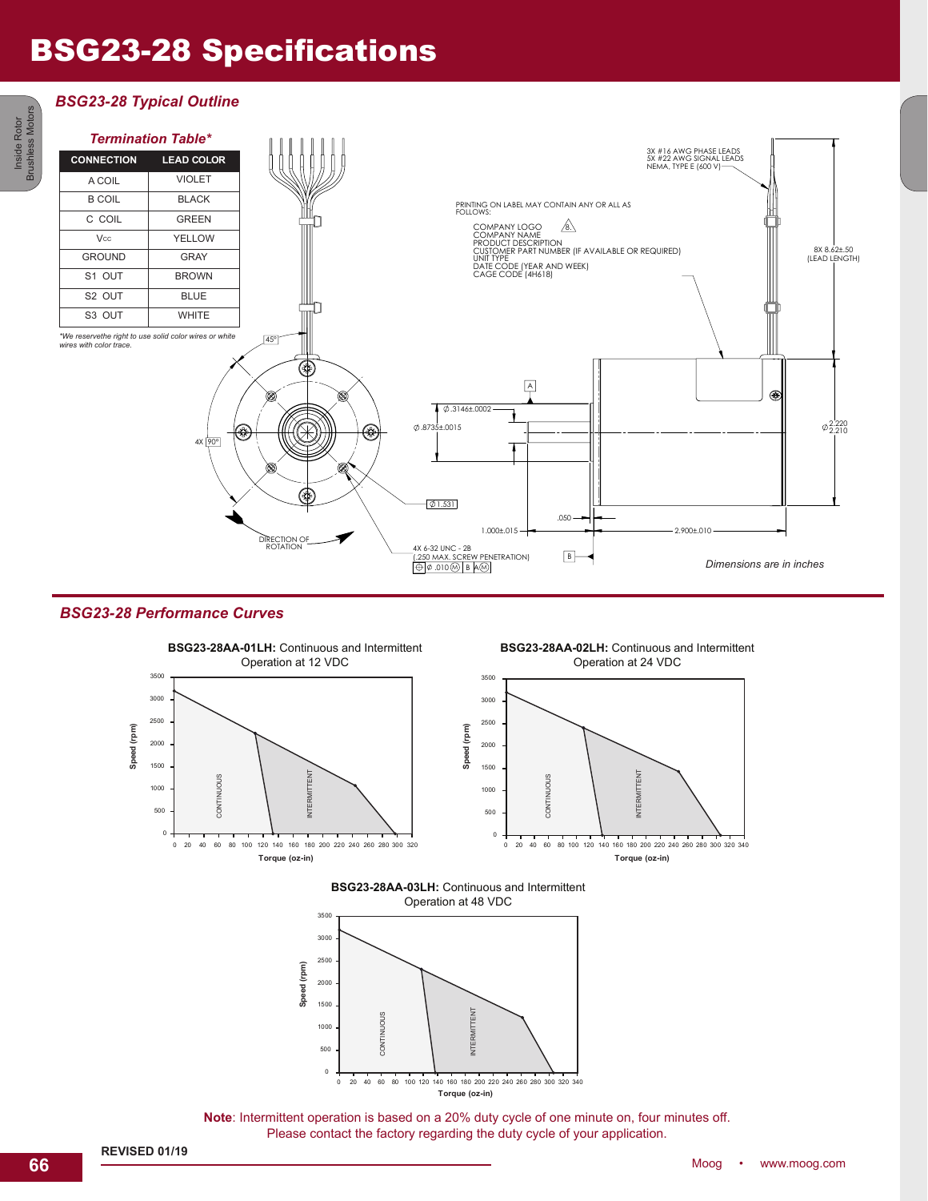# BSG23-28 Specifications

## BSG23-28 Typical Outline

### Termination Table*

| CONNECTION | LEAD COLOR |
|---|---|
| A COIL | VIOLET |
| B COIL | BLACK |
| C COIL | GREEN |
| Vcc | YELLOW |
| GROUND | GRAY |
| S1 OUT | BROWN |
| S2 OUT | BLUE |
| S3 OUT | WHITE |

*We reservethe right to use solid color wires or white wires with color trace.

3X #16 AWG PHASE LEADS
5X #22 AWG SIGNAL LEADS
NEMA, TYPE E (600 V)

PRINTING ON LABEL MAY CONTAIN ANY OR ALL AS FOLLOWS:
COMPANY LOGO
COMPANY NAME
PRODUCT DESCRIPTION
CUSTOMER PART NUMBER (IF AVAILABLE OR REQUIRED)
UNIT TYPE
DATE CODE (YEAR AND WEEK)
CAGE CODE (4H618)

8X 8.62±.50 (LEAD LENGTH)

45°
4X 90°
Ø.3146±.0002
Ø.8735±.0015
Ø 2.220 / 2.210
Ø1.531
.050
1.000±.015
2.900±.010
A
B
DIRECTION OF ROTATION
4X 6-32 UNC - 28 (.250 MAX. SCREW PENETRATION)
⊕ Ø .010 Ⓜ B A Ⓜ

*Dimensions are in inches*

## BSG23-28 Performance Curves

**BSG23-28AA-01LH:** Continuous and Intermittent Operation at 12 VDC

Speed (rpm): 0, 500, 1000, 1500, 2000, 2500, 3000, 3500
Torque (oz-in): 0, 20, 40, 60, 80, 100, 120, 140, 160, 180, 200, 220, 240, 260, 280, 300, 320
CONTINUOUS
INTERMITTENT

**BSG23-28AA-02LH:** Continuous and Intermittent Operation at 24 VDC

Speed (rpm): 0, 500, 1000, 1500, 2000, 2500, 3000, 3500
Torque (oz-in): 0, 20, 40, 60, 80, 100, 120, 140, 160, 180, 200, 220, 240, 260, 280, 300, 320, 340
CONTINUOUS
INTERMITTENT

**BSG23-28AA-03LH:** Continuous and Intermittent Operation at 48 VDC

Speed (rpm): 0, 500, 1000, 1500, 2000, 2500, 3000, 3500
Torque (oz-in): 0, 20, 40, 60, 80, 100, 120, 140, 160, 180, 200, 220, 240, 260, 280, 300, 320, 340
CONTINUOUS
INTERMITTENT

**Note**: Intermittent operation is based on a 20% duty cycle of one minute on, four minutes off. Please contact the factory regarding the duty cycle of your application.

REVISED 01/19